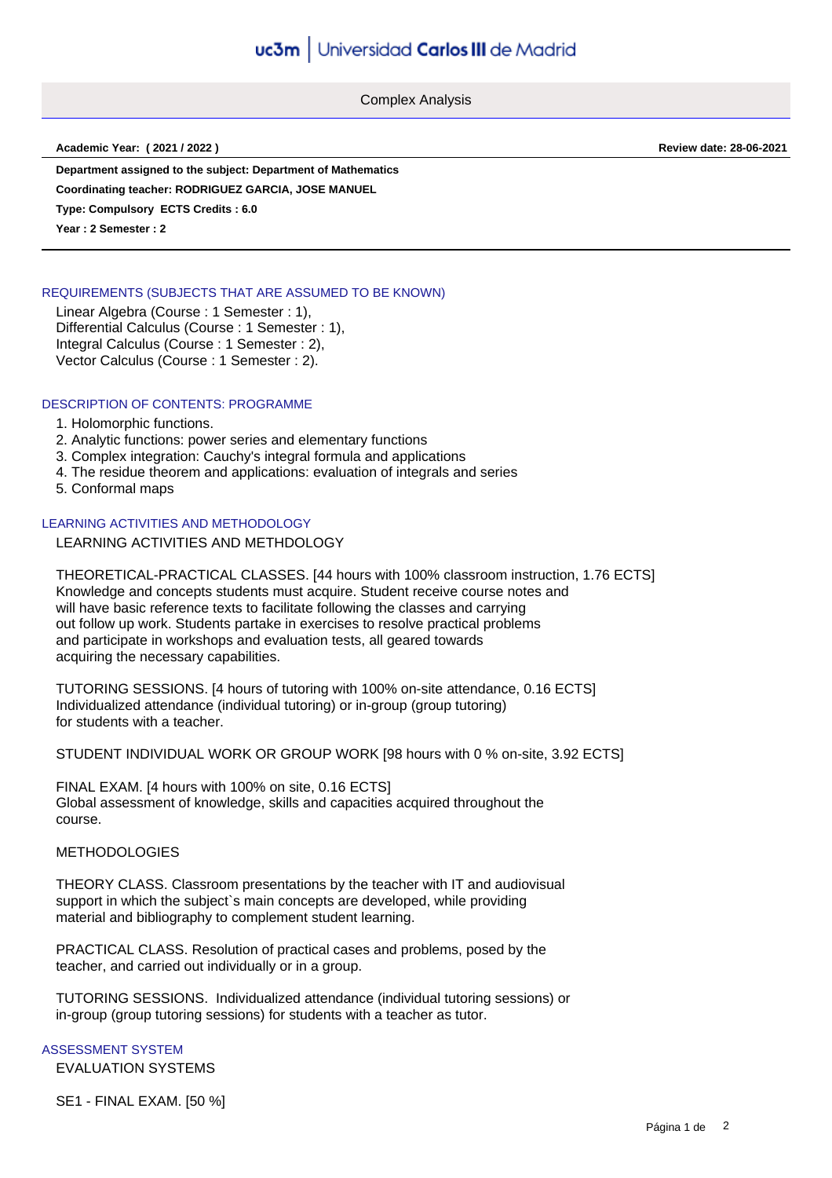# Complex Analysis

**Academic Year: ( 2021 / 2022 )** **Review date: 28-06-2021**

**Department assigned to the subject: Department of Mathematics**

**Coordinating teacher: RODRIGUEZ GARCIA, JOSE MANUEL**

**Type: Compulsory ECTS Credits : 6.0**

**Year : 2 Semester : 2**

## REQUIREMENTS (SUBJECTS THAT ARE ASSUMED TO BE KNOWN)

Linear Algebra (Course : 1 Semester : 1),
Differential Calculus (Course : 1 Semester : 1),
Integral Calculus (Course : 1 Semester : 2),
Vector Calculus (Course : 1 Semester : 2).

## DESCRIPTION OF CONTENTS: PROGRAMME

1. Holomorphic functions.
2. Analytic functions: power series and elementary functions
3. Complex integration: Cauchy's integral formula and applications
4. The residue theorem and applications: evaluation of integrals and series
5. Conformal maps

## LEARNING ACTIVITIES AND METHODOLOGY

LEARNING ACTIVITIES AND METHDOLOGY

THEORETICAL-PRACTICAL CLASSES. [44 hours with 100% classroom instruction, 1.76 ECTS]
Knowledge and concepts students must acquire. Student receive course notes and will have basic reference texts to facilitate following the classes and carrying out follow up work. Students partake in exercises to resolve practical problems and participate in workshops and evaluation tests, all geared towards acquiring the necessary capabilities.

TUTORING SESSIONS. [4 hours of tutoring with 100% on-site attendance, 0.16 ECTS]
Individualized attendance (individual tutoring) or in-group (group tutoring) for students with a teacher.

STUDENT INDIVIDUAL WORK OR GROUP WORK [98 hours with 0 % on-site, 3.92 ECTS]

FINAL EXAM. [4 hours with 100% on site, 0.16 ECTS]
Global assessment of knowledge, skills and capacities acquired throughout the course.

METHODOLOGIES

THEORY CLASS. Classroom presentations by the teacher with IT and audiovisual support in which the subject`s main concepts are developed, while providing material and bibliography to complement student learning.

PRACTICAL CLASS. Resolution of practical cases and problems, posed by the teacher, and carried out individually or in a group.

TUTORING SESSIONS. Individualized attendance (individual tutoring sessions) or in-group (group tutoring sessions) for students with a teacher as tutor.

## ASSESSMENT SYSTEM

EVALUATION SYSTEMS

SE1 - FINAL EXAM. [50 %]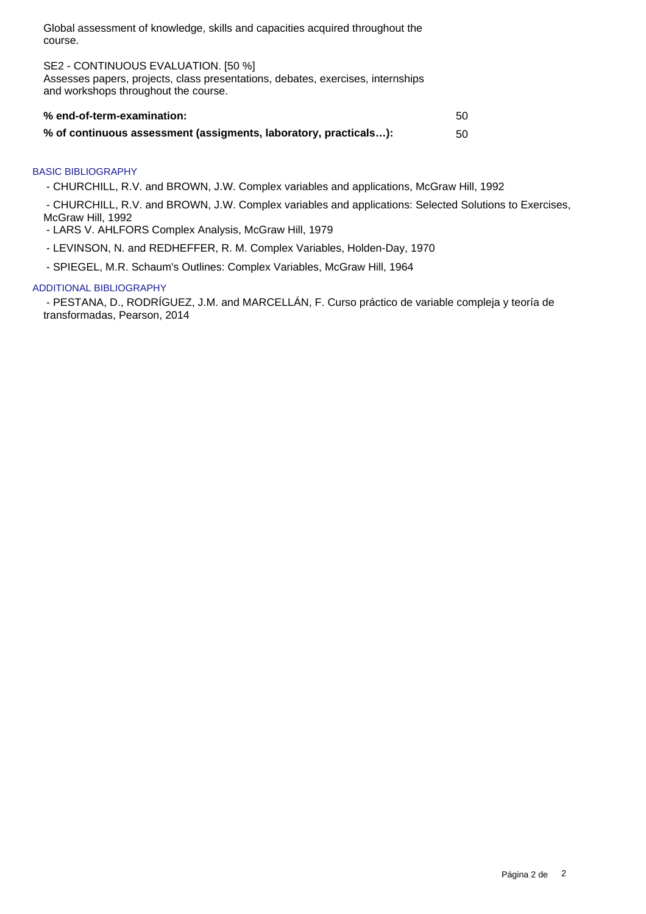Global assessment of knowledge, skills and capacities acquired throughout the course.

SE2 - CONTINUOUS EVALUATION. [50 %]
Assesses papers, projects, class presentations, debates, exercises, internships and workshops throughout the course.

| | |
|---|---|
| **% end-of-term-examination:** | 50 |
| **% of continuous assessment (assigments, laboratory, practicals…):** | 50 |

## BASIC BIBLIOGRAPHY

- CHURCHILL, R.V. and BROWN, J.W. Complex variables and applications, McGraw Hill, 1992
- CHURCHILL, R.V. and BROWN, J.W. Complex variables and applications: Selected Solutions to Exercises, McGraw Hill, 1992
- LARS V. AHLFORS Complex Analysis, McGraw Hill, 1979
- LEVINSON, N. and REDHEFFER, R. M. Complex Variables, Holden-Day, 1970
- SPIEGEL, M.R. Schaum's Outlines: Complex Variables, McGraw Hill, 1964

## ADDITIONAL BIBLIOGRAPHY

- PESTANA, D., RODRÍGUEZ, J.M. and MARCELLÁN, F. Curso práctico de variable compleja y teoría de transformadas, Pearson, 2014